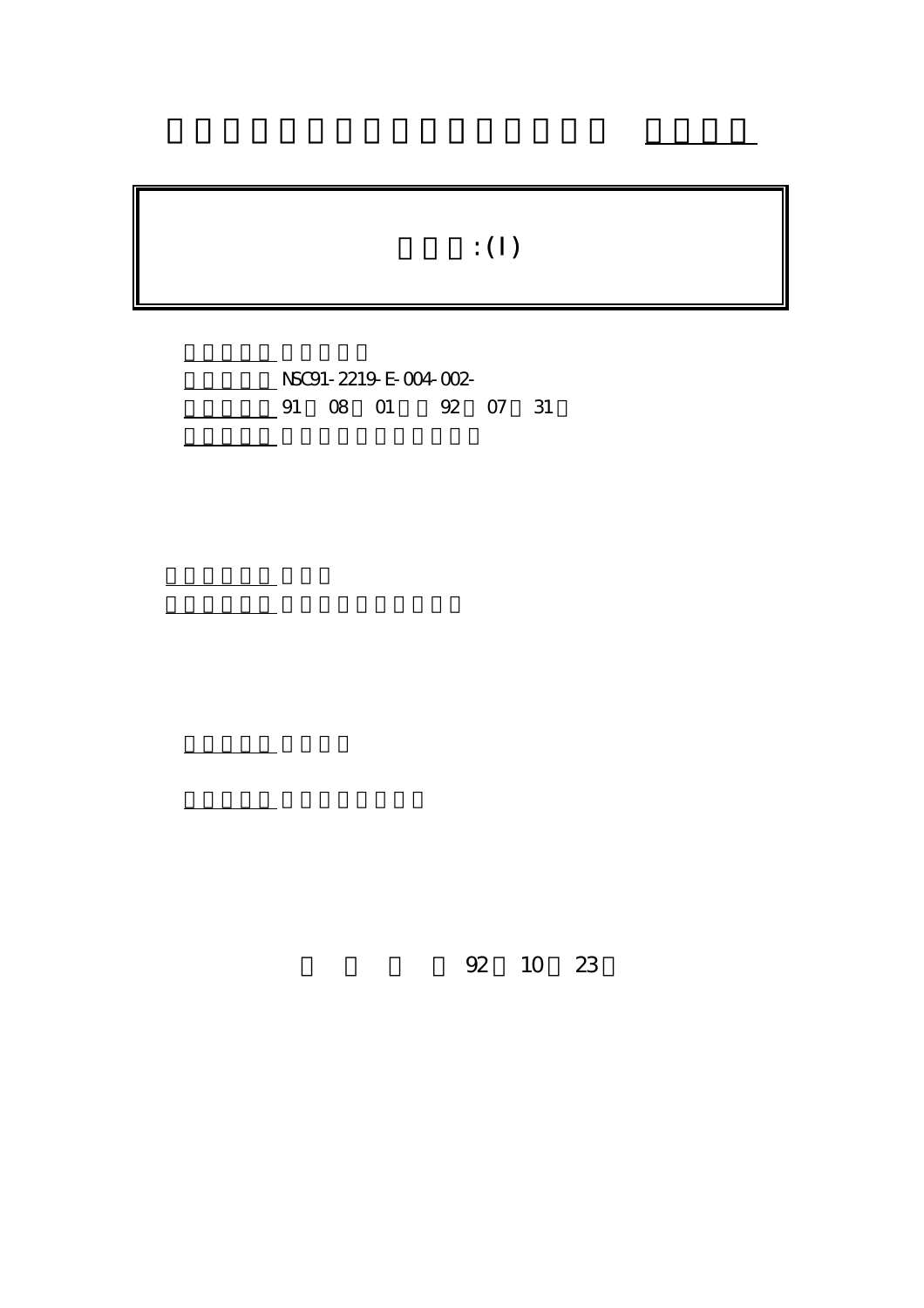: (I)

NSC91-2219-E-004-002-

91 08 01 92 07 31

92 10 23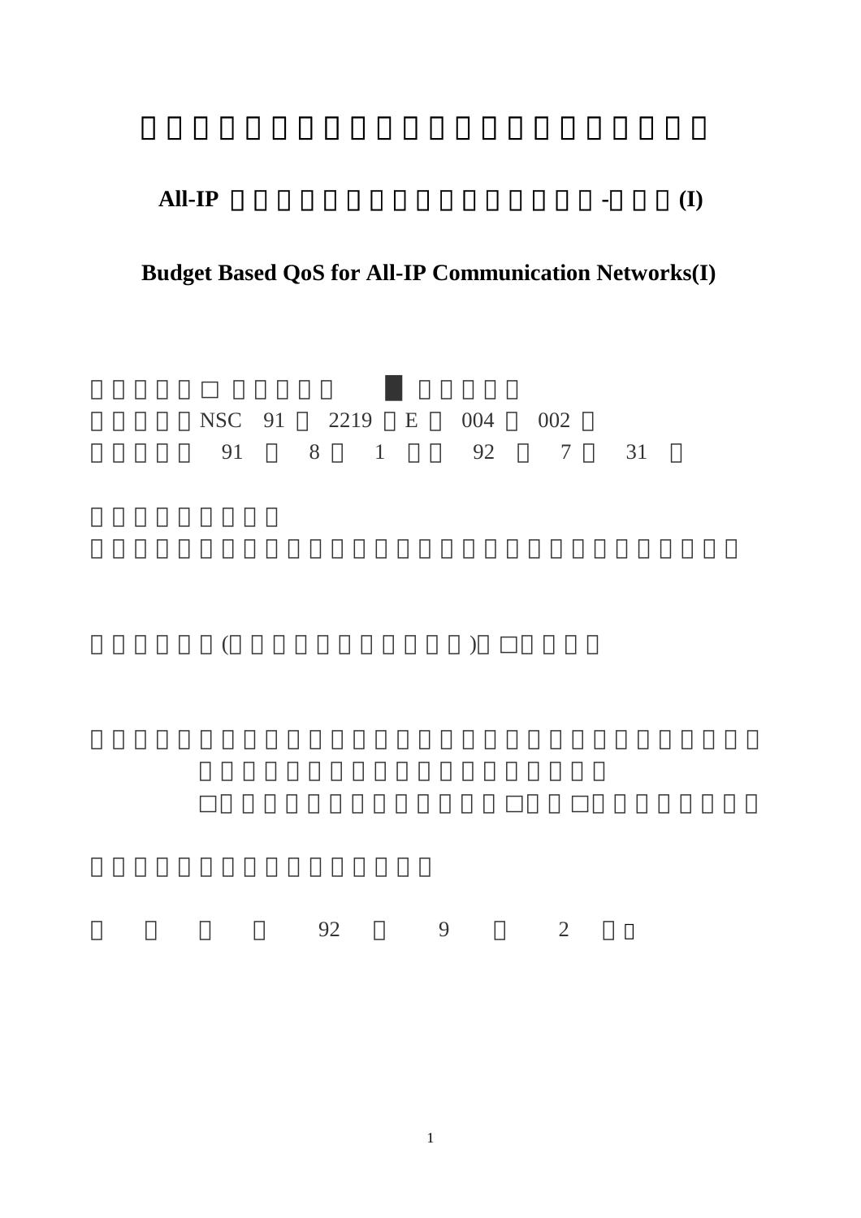## All-IP -(I)

## Budget Based QoS for All-IP Communication Networks(I)

□ ■

NSC 91 2219 E 004 002

91 8 1 92 7 31

( ) □

□ □ □

92 9 2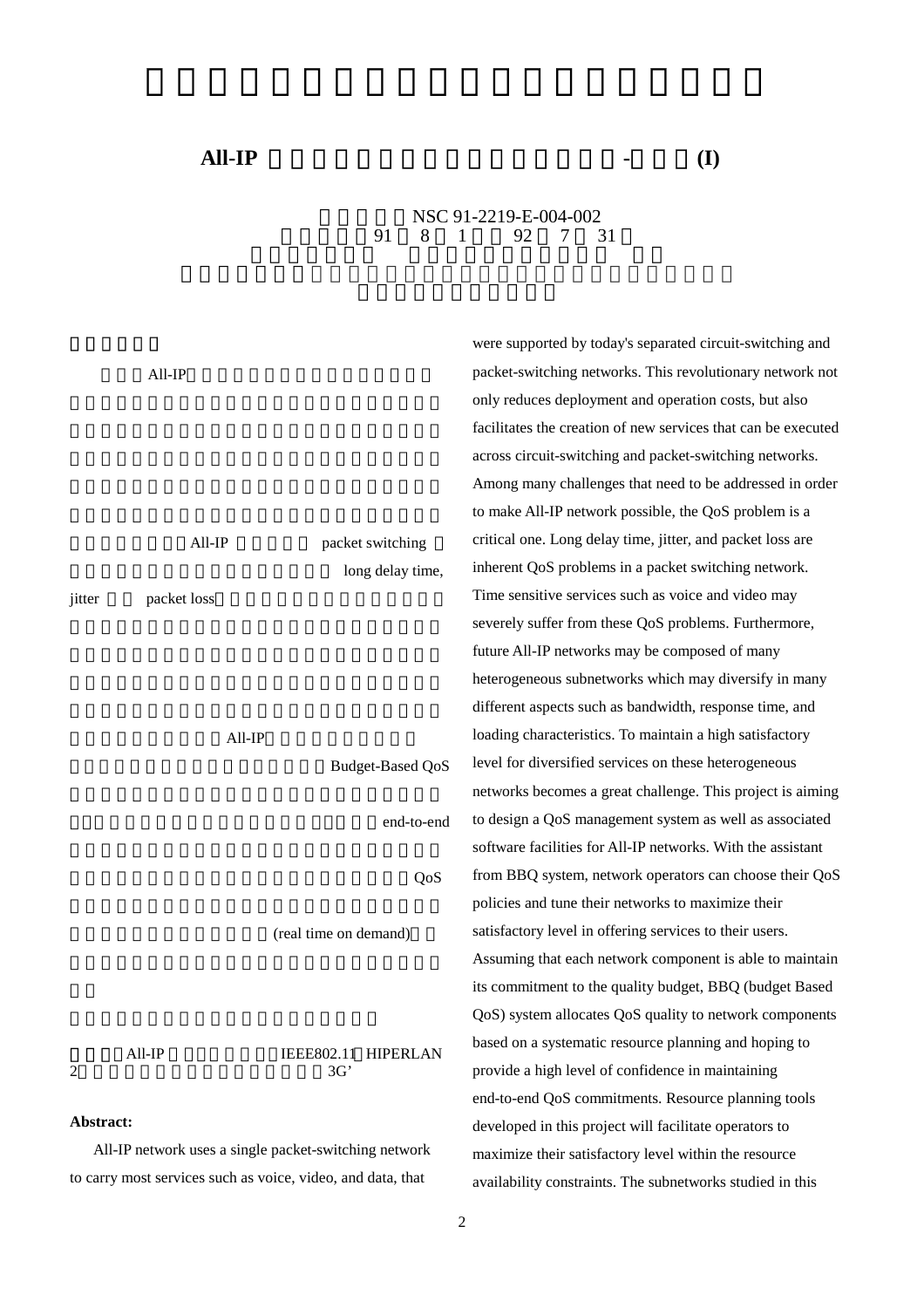# All-IP - (I)

NSC 91-2219-E-004-002
91 8 1 92 7 31

All-IP

All-IP packet switching long delay time, jitter packet loss

All-IP

Budget-Based QoS

end-to-end

QoS

(real time on demand)

All-IP IEEE802.11 HIPERLAN 2 3G'

**Abstract:**

All-IP network uses a single packet-switching network to carry most services such as voice, video, and data, that were supported by today's separated circuit-switching and packet-switching networks. This revolutionary network not only reduces deployment and operation costs, but also facilitates the creation of new services that can be executed across circuit-switching and packet-switching networks. Among many challenges that need to be addressed in order to make All-IP network possible, the QoS problem is a critical one. Long delay time, jitter, and packet loss are inherent QoS problems in a packet switching network. Time sensitive services such as voice and video may severely suffer from these QoS problems. Furthermore, future All-IP networks may be composed of many heterogeneous subnetworks which may diversify in many different aspects such as bandwidth, response time, and loading characteristics. To maintain a high satisfactory level for diversified services on these heterogeneous networks becomes a great challenge. This project is aiming to design a QoS management system as well as associated software facilities for All-IP networks. With the assistant from BBQ system, network operators can choose their QoS policies and tune their networks to maximize their satisfactory level in offering services to their users. Assuming that each network component is able to maintain its commitment to the quality budget, BBQ (budget Based QoS) system allocates QoS quality to network components based on a systematic resource planning and hoping to provide a high level of confidence in maintaining end-to-end QoS commitments. Resource planning tools developed in this project will facilitate operators to maximize their satisfactory level within the resource availability constraints. The subnetworks studied in this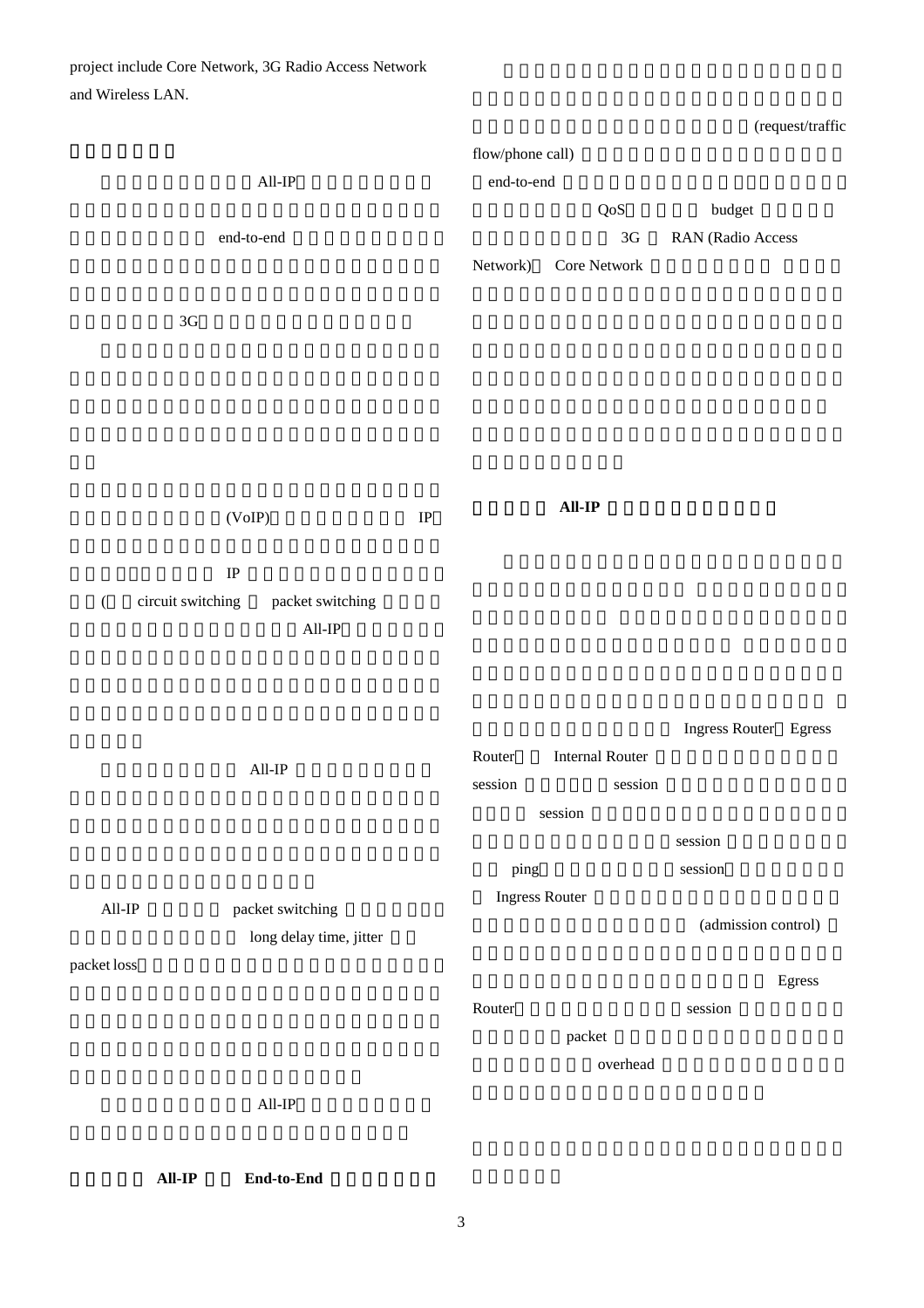project include Core Network, 3G Radio Access Network and Wireless LAN.

All-IP

end-to-end

3G

(VoIP) IP

IP

( circuit switching packet switching

All-IP

All-IP

All-IP packet switching

long delay time, jitter

packet loss

All-IP

### All-IP End-to-End

(request/traffic flow/phone call)

end-to-end

QoS budget

3G RAN (Radio Access Network) Core Network

### All-IP

Ingress Router Egress Router Internal Router

session session

session

session

ping session

Ingress Router

(admission control)

Egress Router session

packet

overhead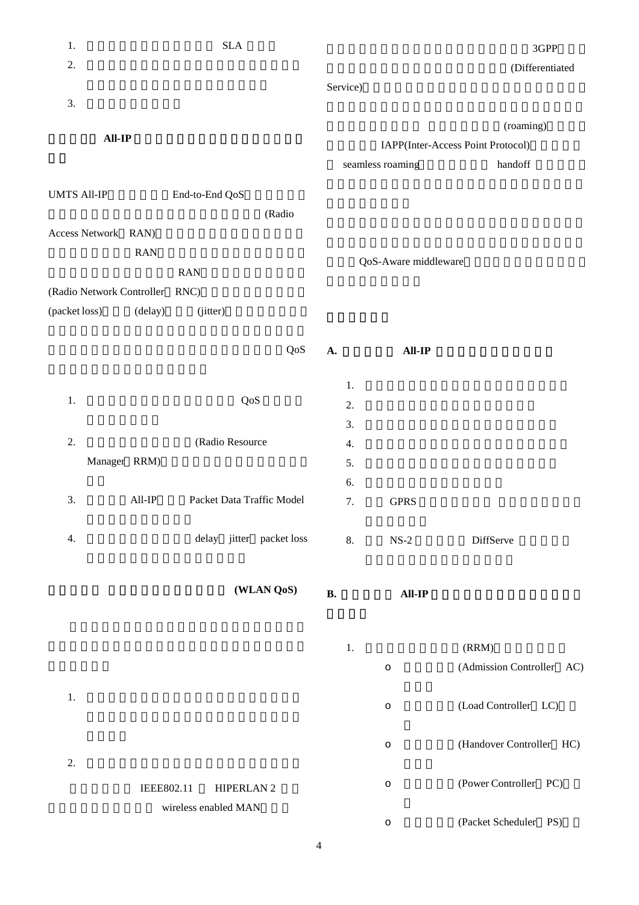1. SLA
2.
3.

**All-IP**

UMTS All-IP End-to-End QoS (Radio Access Network RAN) RAN RAN (Radio Network Controller RNC) (packet loss) (delay) (jitter) QoS

1. QoS
2. (Radio Resource Manager RRM)
3. All-IP Packet Data Traffic Model
4. delay jitter packet loss

**(WLAN QoS)**

1.
2. IEEE802.11 HIPERLAN 2 wireless enabled MAN

3GPP (Differentiated Service) (roaming) IAPP(Inter-Access Point Protocol) seamless roaming handoff

QoS-Aware middleware

**A. All-IP**

1.
2.
3.
4.
5.
6.
7. GPRS
8. NS-2 DiffServe

**B. All-IP**

1. (RRM)
   - (Admission Controller AC)
   - (Load Controller LC)
   - (Handover Controller HC)
   - (Power Controller PC)
   - (Packet Scheduler PS)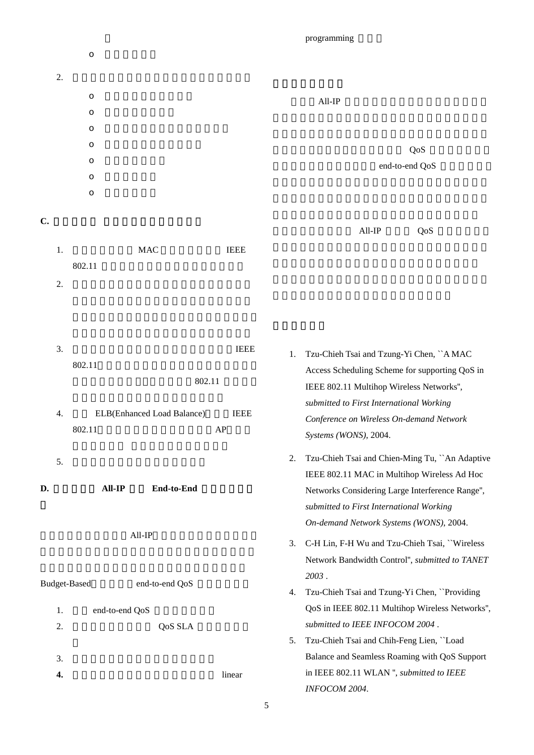- 

2. 
   - 
   - 
   - 
   - 
   - 
   - 
   - 

**C.**

1. MAC IEEE 802.11
2. 
3. IEEE 802.11 802.11
4. ELB(Enhanced Load Balance) IEEE 802.11 AP
5. 

**D. All-IP End-to-End**

All-IP

Budget-Based end-to-end QoS

1. end-to-end QoS
2. QoS SLA
3. 
4. linear programming

All-IP QoS end-to-end QoS

All-IP QoS

1. Tzu-Chieh Tsai and Tzung-Yi Chen, ``A MAC Access Scheduling Scheme for supporting QoS in IEEE 802.11 Multihop Wireless Networks'', *submitted to First International Working Conference on Wireless On-demand Network Systems (WONS)*, 2004.
2. Tzu-Chieh Tsai and Chien-Ming Tu, ``An Adaptive IEEE 802.11 MAC in Multihop Wireless Ad Hoc Networks Considering Large Interference Range'', *submitted to First International Working On-demand Network Systems (WONS)*, 2004.
3. C-H Lin, F-H Wu and Tzu-Chieh Tsai, ``Wireless Network Bandwidth Control'', *submitted to TANET 2003* .
4. Tzu-Chieh Tsai and Tzung-Yi Chen, ``Providing QoS in IEEE 802.11 Multihop Wireless Networks'', *submitted to IEEE INFOCOM 2004* .
5. Tzu-Chieh Tsai and Chih-Feng Lien, ``Load Balance and Seamless Roaming with QoS Support in IEEE 802.11 WLAN '', *submitted to IEEE INFOCOM 2004*.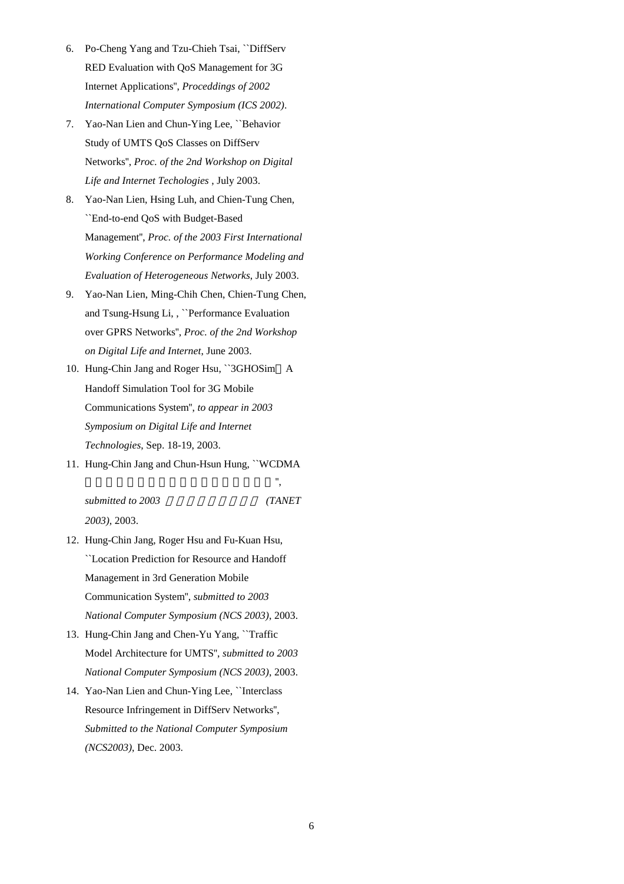6. Po-Cheng Yang and Tzu-Chieh Tsai, ``DiffServ RED Evaluation with QoS Management for 3G Internet Applications'', *Proceddings of 2002 International Computer Symposium (ICS 2002)*.
7. Yao-Nan Lien and Chun-Ying Lee, ``Behavior Study of UMTS QoS Classes on DiffServ Networks'', *Proc. of the 2nd Workshop on Digital Life and Internet Techologies* , July 2003.
8. Yao-Nan Lien, Hsing Luh, and Chien-Tung Chen, ``End-to-end QoS with Budget-Based Management'', *Proc. of the 2003 First International Working Conference on Performance Modeling and Evaluation of Heterogeneous Networks*, July 2003.
9. Yao-Nan Lien, Ming-Chih Chen, Chien-Tung Chen, and Tsung-Hsung Li, , ``Performance Evaluation over GPRS Networks'', *Proc. of the 2nd Workshop on Digital Life and Internet*, June 2003.
10. Hung-Chin Jang and Roger Hsu, ``3GHOSim：A Handoff Simulation Tool for 3G Mobile Communications System'', *to appear in 2003 Symposium on Digital Life and Internet Technologies*, Sep. 18-19, 2003.
11. Hung-Chin Jang and Chun-Hsun Hung, ``WCDMA '', *submitted to 2003 (TANET 2003)*, 2003.
12. Hung-Chin Jang, Roger Hsu and Fu-Kuan Hsu, ``Location Prediction for Resource and Handoff Management in 3rd Generation Mobile Communication System'', *submitted to 2003 National Computer Symposium (NCS 2003)*, 2003.
13. Hung-Chin Jang and Chen-Yu Yang, ``Traffic Model Architecture for UMTS'', *submitted to 2003 National Computer Symposium (NCS 2003)*, 2003.
14. Yao-Nan Lien and Chun-Ying Lee, ``Interclass Resource Infringement in DiffServ Networks'', *Submitted to the National Computer Symposium (NCS2003)*, Dec. 2003.